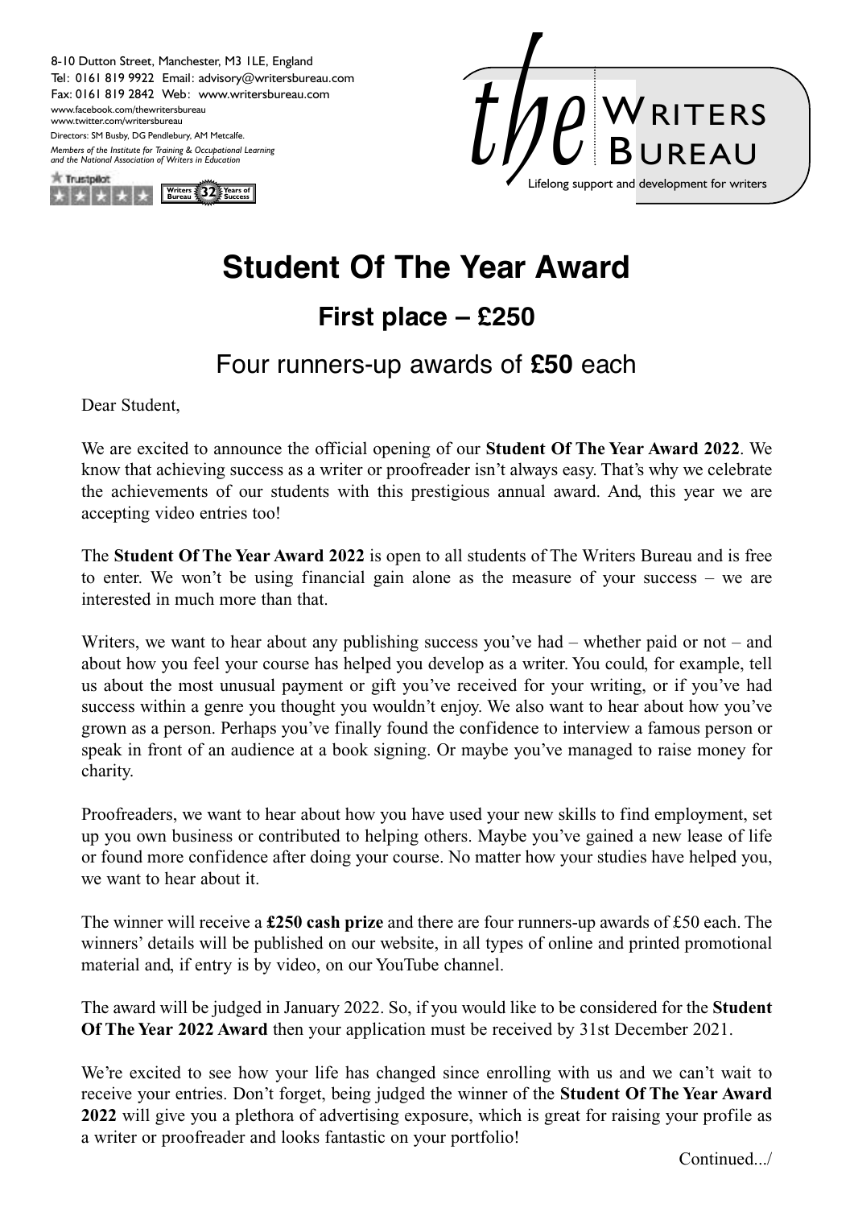8-10 Dutton Street, Manchester, M3 1LE, England
Tel: 0161 819 9922 Email: advisory@writersbureau.com
Fax: 0161 819 2842 Web: www.writersbureau.com
www.facebook.com/thewritersbureau
www.twitter.com/writersbureau
Directors: SM Busby, DG Pendlebury, AM Metcalfe.
*Members of the Institute for Training & Occupational Learning and the National Association of Writers in Education*

the WRITERS BUREAU
Lifelong support and development for writers

# Student Of The Year Award

## First place – £250

### Four runners-up awards of **£50** each

Dear Student,

We are excited to announce the official opening of our **Student Of The Year Award 2022**. We know that achieving success as a writer or proofreader isn't always easy. That's why we celebrate the achievements of our students with this prestigious annual award. And, this year we are accepting video entries too!

The **Student Of The Year Award 2022** is open to all students of The Writers Bureau and is free to enter. We won't be using financial gain alone as the measure of your success – we are interested in much more than that.

Writers, we want to hear about any publishing success you've had – whether paid or not – and about how you feel your course has helped you develop as a writer. You could, for example, tell us about the most unusual payment or gift you've received for your writing, or if you've had success within a genre you thought you wouldn't enjoy. We also want to hear about how you've grown as a person. Perhaps you've finally found the confidence to interview a famous person or speak in front of an audience at a book signing. Or maybe you've managed to raise money for charity.

Proofreaders, we want to hear about how you have used your new skills to find employment, set up you own business or contributed to helping others. Maybe you've gained a new lease of life or found more confidence after doing your course. No matter how your studies have helped you, we want to hear about it.

The winner will receive a **£250 cash prize** and there are four runners-up awards of £50 each. The winners' details will be published on our website, in all types of online and printed promotional material and, if entry is by video, on our YouTube channel.

The award will be judged in January 2022. So, if you would like to be considered for the **Student Of The Year 2022 Award** then your application must be received by 31st December 2021.

We're excited to see how your life has changed since enrolling with us and we can't wait to receive your entries. Don't forget, being judged the winner of the **Student Of The Year Award 2022** will give you a plethora of advertising exposure, which is great for raising your profile as a writer or proofreader and looks fantastic on your portfolio!

Continued.../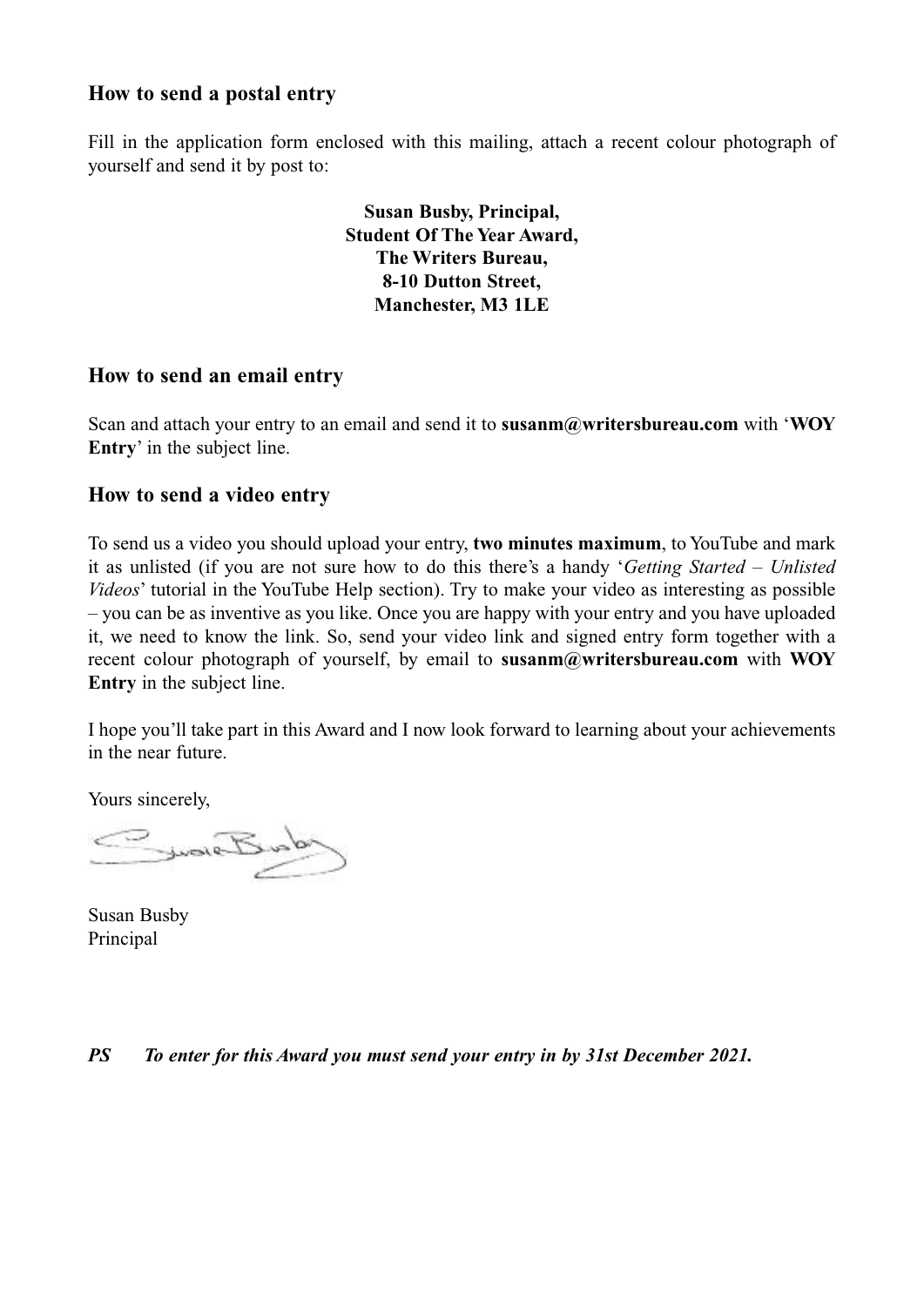## How to send a postal entry

Fill in the application form enclosed with this mailing, attach a recent colour photograph of yourself and send it by post to:

**Susan Busby, Principal,**
**Student Of The Year Award,**
**The Writers Bureau,**
**8-10 Dutton Street,**
**Manchester, M3 1LE**

## How to send an email entry

Scan and attach your entry to an email and send it to **susanm@writersbureau.com** with '**WOY Entry**' in the subject line.

## How to send a video entry

To send us a video you should upload your entry, **two minutes maximum**, to YouTube and mark it as unlisted (if you are not sure how to do this there's a handy '*Getting Started – Unlisted Videos*' tutorial in the YouTube Help section). Try to make your video as interesting as possible – you can be as inventive as you like. Once you are happy with your entry and you have uploaded it, we need to know the link. So, send your video link and signed entry form together with a recent colour photograph of yourself, by email to **susanm@writersbureau.com** with **WOY Entry** in the subject line.

I hope you'll take part in this Award and I now look forward to learning about your achievements in the near future.

Yours sincerely,

Susan Busby
Principal

***PS To enter for this Award you must send your entry in by 31st December 2021.***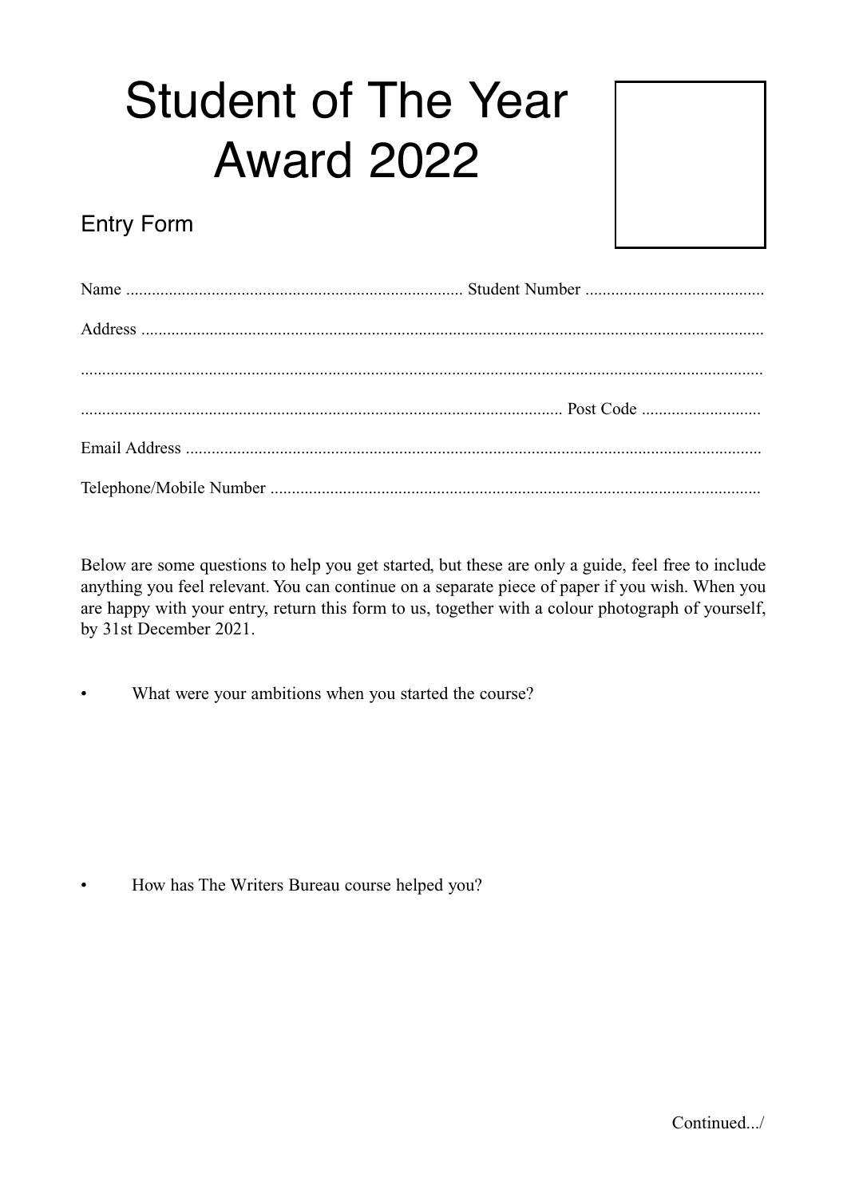# Student of The Year Award 2022

## Entry Form

Name .............................................................................. Student Number ..........................................

Address ................................................................................................................................................

.............................................................................................................................................................

................................................................................................................ Post Code ............................

Email Address ......................................................................................................................................

Telephone/Mobile Number ..................................................................................................................

Below are some questions to help you get started, but these are only a guide, feel free to include anything you feel relevant. You can continue on a separate piece of paper if you wish. When you are happy with your entry, return this form to us, together with a colour photograph of yourself, by 31st December 2021.

- What were your ambitions when you started the course?

- How has The Writers Bureau course helped you?

Continued.../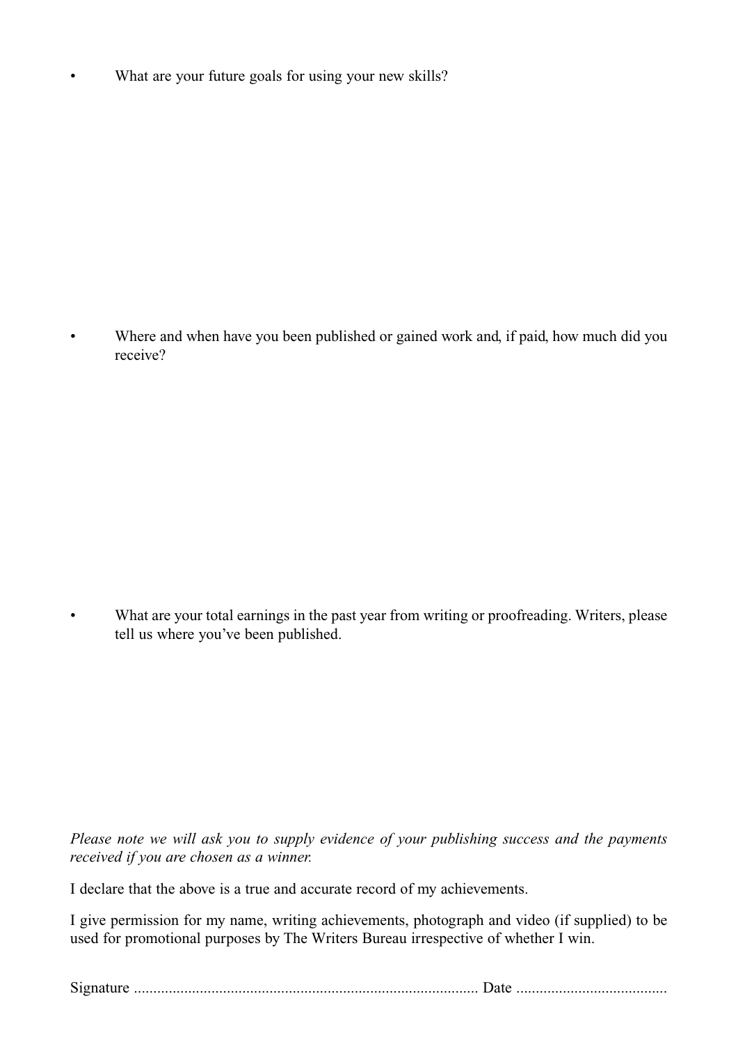- What are your future goals for using your new skills?

- Where and when have you been published or gained work and, if paid, how much did you receive?

- What are your total earnings in the past year from writing or proofreading. Writers, please tell us where you've been published.

*Please note we will ask you to supply evidence of your publishing success and the payments received if you are chosen as a winner.*

I declare that the above is a true and accurate record of my achievements.

I give permission for my name, writing achievements, photograph and video (if supplied) to be used for promotional purposes by The Writers Bureau irrespective of whether I win.

Signature ........................................................................................ Date ......................................